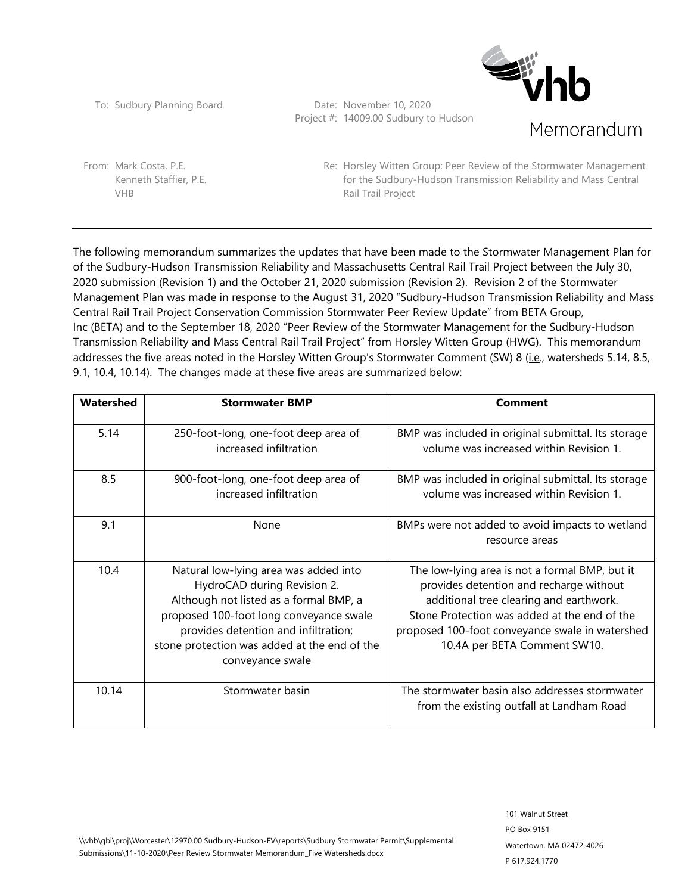To: Sudbury Planning Board

Date: November 10, 2020

Project #: 14009.00 Sudbury to Hudson

# Memorandum

From: Mark Costa, P.E.
Kenneth Staffier, P.E.
VHB

Re: Horsley Witten Group: Peer Review of the Stormwater Management for the Sudbury-Hudson Transmission Reliability and Mass Central Rail Trail Project

---

The following memorandum summarizes the updates that have been made to the Stormwater Management Plan for of the Sudbury-Hudson Transmission Reliability and Massachusetts Central Rail Trail Project between the July 30, 2020 submission (Revision 1) and the October 21, 2020 submission (Revision 2). Revision 2 of the Stormwater Management Plan was made in response to the August 31, 2020 "Sudbury-Hudson Transmission Reliability and Mass Central Rail Trail Project Conservation Commission Stormwater Peer Review Update" from BETA Group, Inc (BETA) and to the September 18, 2020 "Peer Review of the Stormwater Management for the Sudbury-Hudson Transmission Reliability and Mass Central Rail Trail Project" from Horsley Witten Group (HWG). This memorandum addresses the five areas noted in the Horsley Witten Group's Stormwater Comment (SW) 8 (i.e., watersheds 5.14, 8.5, 9.1, 10.4, 10.14). The changes made at these five areas are summarized below:

| Watershed | Stormwater BMP | Comment |
|---|---|---|
| 5.14 | 250-foot-long, one-foot deep area of increased infiltration | BMP was included in original submittal. Its storage volume was increased within Revision 1. |
| 8.5 | 900-foot-long, one-foot deep area of increased infiltration | BMP was included in original submittal. Its storage volume was increased within Revision 1. |
| 9.1 | None | BMPs were not added to avoid impacts to wetland resource areas |
| 10.4 | Natural low-lying area was added into HydroCAD during Revision 2. Although not listed as a formal BMP, a proposed 100-foot long conveyance swale provides detention and infiltration; stone protection was added at the end of the conveyance swale | The low-lying area is not a formal BMP, but it provides detention and recharge without additional tree clearing and earthwork. Stone Protection was added at the end of the proposed 100-foot conveyance swale in watershed 10.4A per BETA Comment SW10. |
| 10.14 | Stormwater basin | The stormwater basin also addresses stormwater from the existing outfall at Landham Road |

\\vhb\gbl\proj\Worcester\12970.00 Sudbury-Hudson-EV\reports\Sudbury Stormwater Permit\Supplemental Submissions\11-10-2020\Peer Review Stormwater Memorandum_Five Watersheds.docx

101 Walnut Street
PO Box 9151
Watertown, MA 02472-4026
P 617.924.1770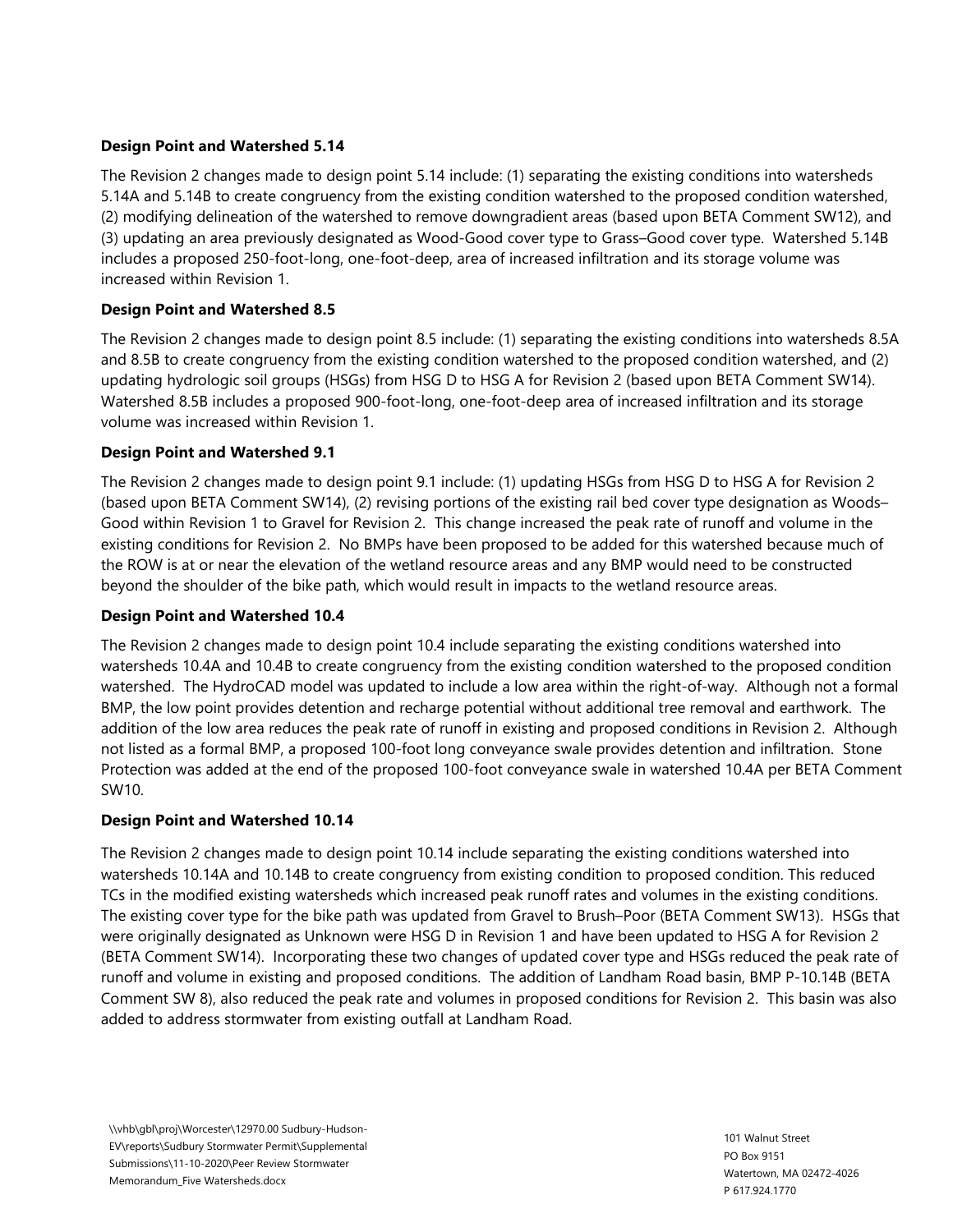**Design Point and Watershed 5.14**

The Revision 2 changes made to design point 5.14 include: (1) separating the existing conditions into watersheds 5.14A and 5.14B to create congruency from the existing condition watershed to the proposed condition watershed, (2) modifying delineation of the watershed to remove downgradient areas (based upon BETA Comment SW12), and (3) updating an area previously designated as Wood-Good cover type to Grass–Good cover type. Watershed 5.14B includes a proposed 250-foot-long, one-foot-deep, area of increased infiltration and its storage volume was increased within Revision 1.

**Design Point and Watershed 8.5**

The Revision 2 changes made to design point 8.5 include: (1) separating the existing conditions into watersheds 8.5A and 8.5B to create congruency from the existing condition watershed to the proposed condition watershed, and (2) updating hydrologic soil groups (HSGs) from HSG D to HSG A for Revision 2 (based upon BETA Comment SW14). Watershed 8.5B includes a proposed 900-foot-long, one-foot-deep area of increased infiltration and its storage volume was increased within Revision 1.

**Design Point and Watershed 9.1**

The Revision 2 changes made to design point 9.1 include: (1) updating HSGs from HSG D to HSG A for Revision 2 (based upon BETA Comment SW14), (2) revising portions of the existing rail bed cover type designation as Woods–Good within Revision 1 to Gravel for Revision 2. This change increased the peak rate of runoff and volume in the existing conditions for Revision 2. No BMPs have been proposed to be added for this watershed because much of the ROW is at or near the elevation of the wetland resource areas and any BMP would need to be constructed beyond the shoulder of the bike path, which would result in impacts to the wetland resource areas.

**Design Point and Watershed 10.4**

The Revision 2 changes made to design point 10.4 include separating the existing conditions watershed into watersheds 10.4A and 10.4B to create congruency from the existing condition watershed to the proposed condition watershed. The HydroCAD model was updated to include a low area within the right-of-way. Although not a formal BMP, the low point provides detention and recharge potential without additional tree removal and earthwork. The addition of the low area reduces the peak rate of runoff in existing and proposed conditions in Revision 2. Although not listed as a formal BMP, a proposed 100-foot long conveyance swale provides detention and infiltration. Stone Protection was added at the end of the proposed 100-foot conveyance swale in watershed 10.4A per BETA Comment SW10.

**Design Point and Watershed 10.14**

The Revision 2 changes made to design point 10.14 include separating the existing conditions watershed into watersheds 10.14A and 10.14B to create congruency from existing condition to proposed condition. This reduced TCs in the modified existing watersheds which increased peak runoff rates and volumes in the existing conditions. The existing cover type for the bike path was updated from Gravel to Brush–Poor (BETA Comment SW13). HSGs that were originally designated as Unknown were HSG D in Revision 1 and have been updated to HSG A for Revision 2 (BETA Comment SW14). Incorporating these two changes of updated cover type and HSGs reduced the peak rate of runoff and volume in existing and proposed conditions. The addition of Landham Road basin, BMP P-10.14B (BETA Comment SW 8), also reduced the peak rate and volumes in proposed conditions for Revision 2. This basin was also added to address stormwater from existing outfall at Landham Road.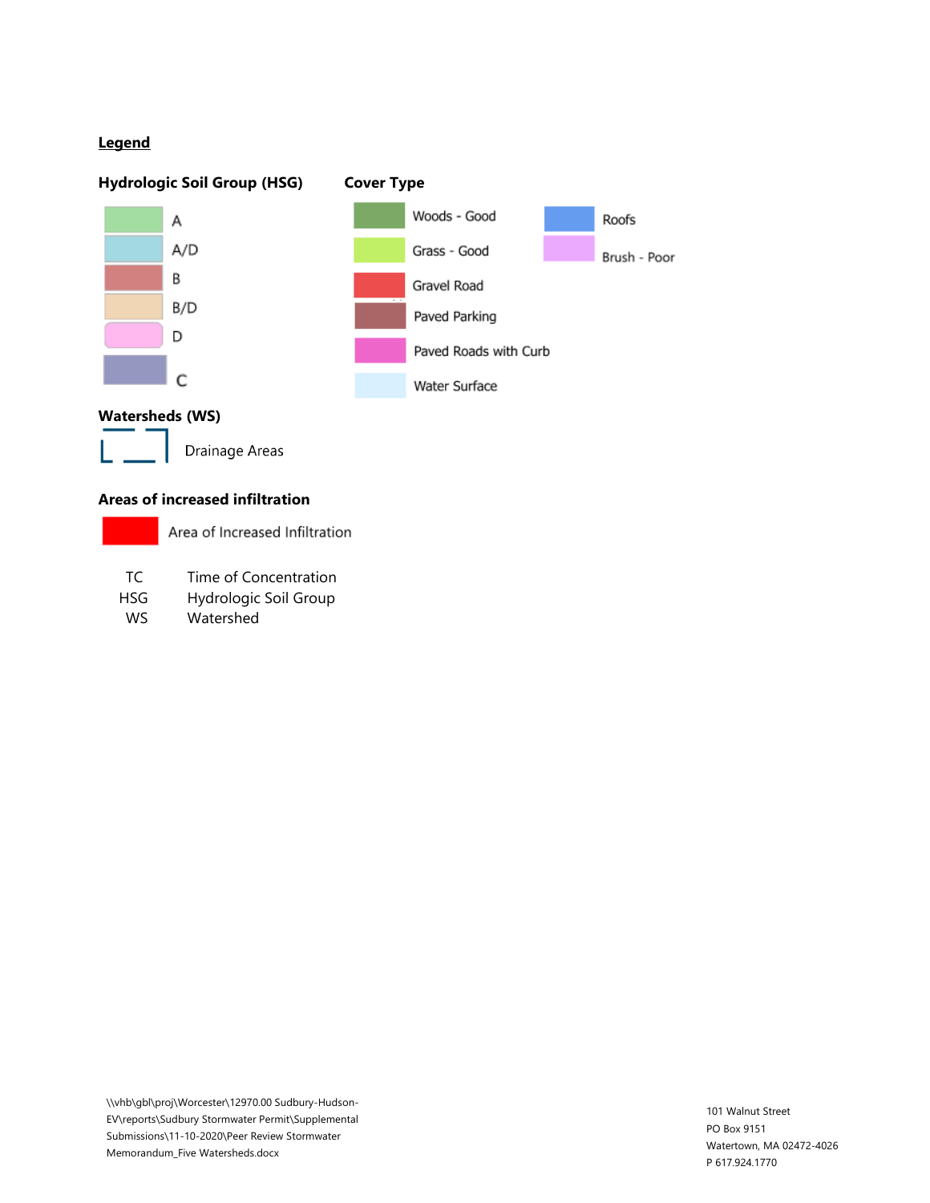**Legend**

**Hydrologic Soil Group (HSG)**

- A
- A/D
- B
- B/D
- D
- C

**Cover Type**

- Woods - Good
- Grass - Good
- Gravel Road
- Paved Parking
- Paved Roads with Curb
- Water Surface
- Roofs
- Brush - Poor

**Watersheds (WS)**

Drainage Areas

**Areas of increased infiltration**

Area of Increased Infiltration

| | |
|---|---|
| TC | Time of Concentration |
| HSG | Hydrologic Soil Group |
| WS | Watershed |

\\vhb\gbl\proj\Worcester\12970.00 Sudbury-Hudson-EV\reports\Sudbury Stormwater Permit\Supplemental Submissions\11-10-2020\Peer Review Stormwater Memorandum_Five Watersheds.docx

101 Walnut Street
PO Box 9151
Watertown, MA 02472-4026
P 617.924.1770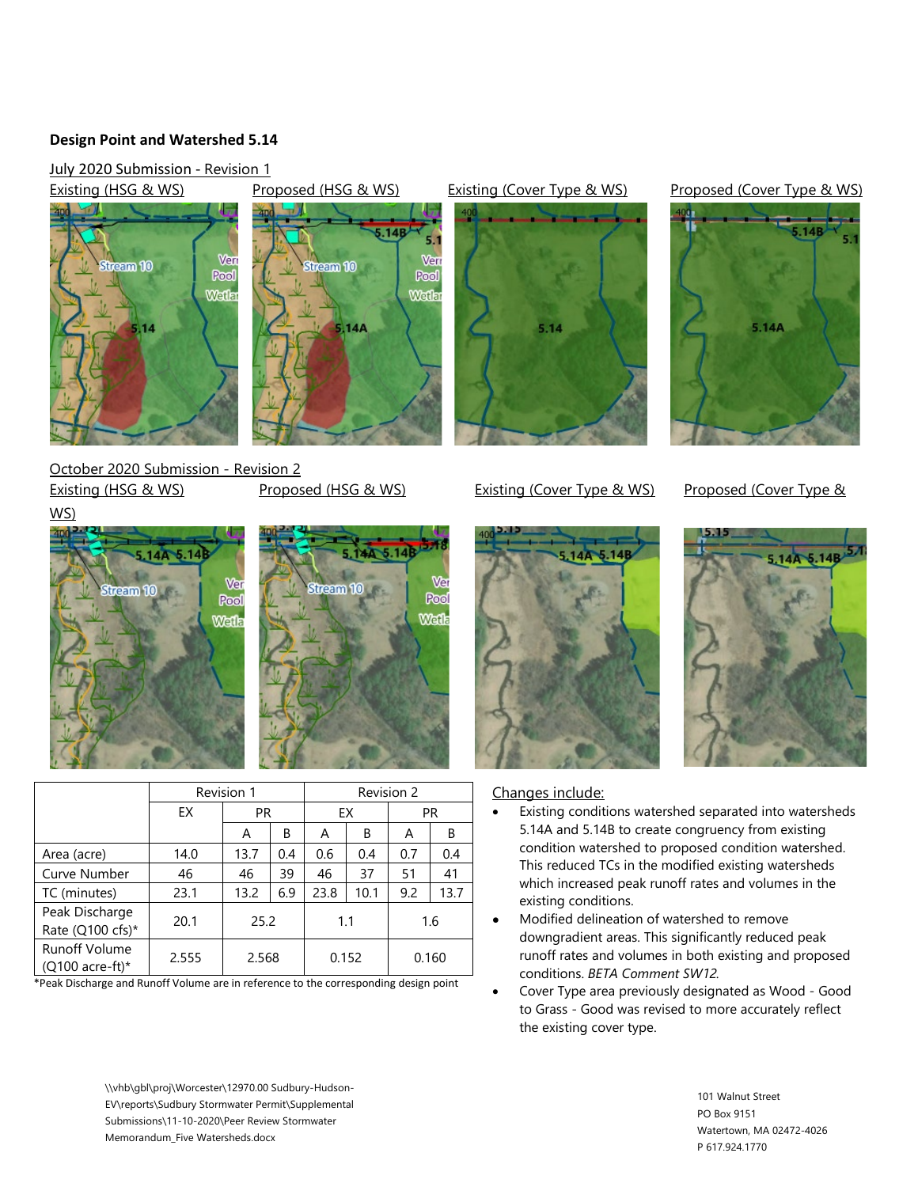**Design Point and Watershed 5.14**

July 2020 Submission - Revision 1

Existing (HSG & WS) Proposed (HSG & WS) Existing (Cover Type & WS) Proposed (Cover Type & WS)

October 2020 Submission - Revision 2

Existing (HSG & WS) Proposed (HSG & WS) Existing (Cover Type & WS) Proposed (Cover Type & WS)

| | Revision 1 | | | Revision 2 | | | |
|---|---|---|---|---|---|---|---|
| | EX | PR | | EX | | PR | |
| | | A | B | A | B | A | B |
| Area (acre) | 14.0 | 13.7 | 0.4 | 0.6 | 0.4 | 0.7 | 0.4 |
| Curve Number | 46 | 46 | 39 | 46 | 37 | 51 | 41 |
| TC (minutes) | 23.1 | 13.2 | 6.9 | 23.8 | 10.1 | 9.2 | 13.7 |
| Peak Discharge Rate (Q100 cfs)* | 20.1 | 25.2 | | 1.1 | | 1.6 | |
| Runoff Volume (Q100 acre-ft)* | 2.555 | 2.568 | | 0.152 | | 0.160 | |

*Peak Discharge and Runoff Volume are in reference to the corresponding design point

Changes include:

- Existing conditions watershed separated into watersheds 5.14A and 5.14B to create congruency from existing condition watershed to proposed condition watershed. This reduced TCs in the modified existing watersheds which increased peak runoff rates and volumes in the existing conditions.
- Modified delineation of watershed to remove downgradient areas. This significantly reduced peak runoff rates and volumes in both existing and proposed conditions. *BETA Comment SW12.*
- Cover Type area previously designated as Wood - Good to Grass - Good was revised to more accurately reflect the existing cover type.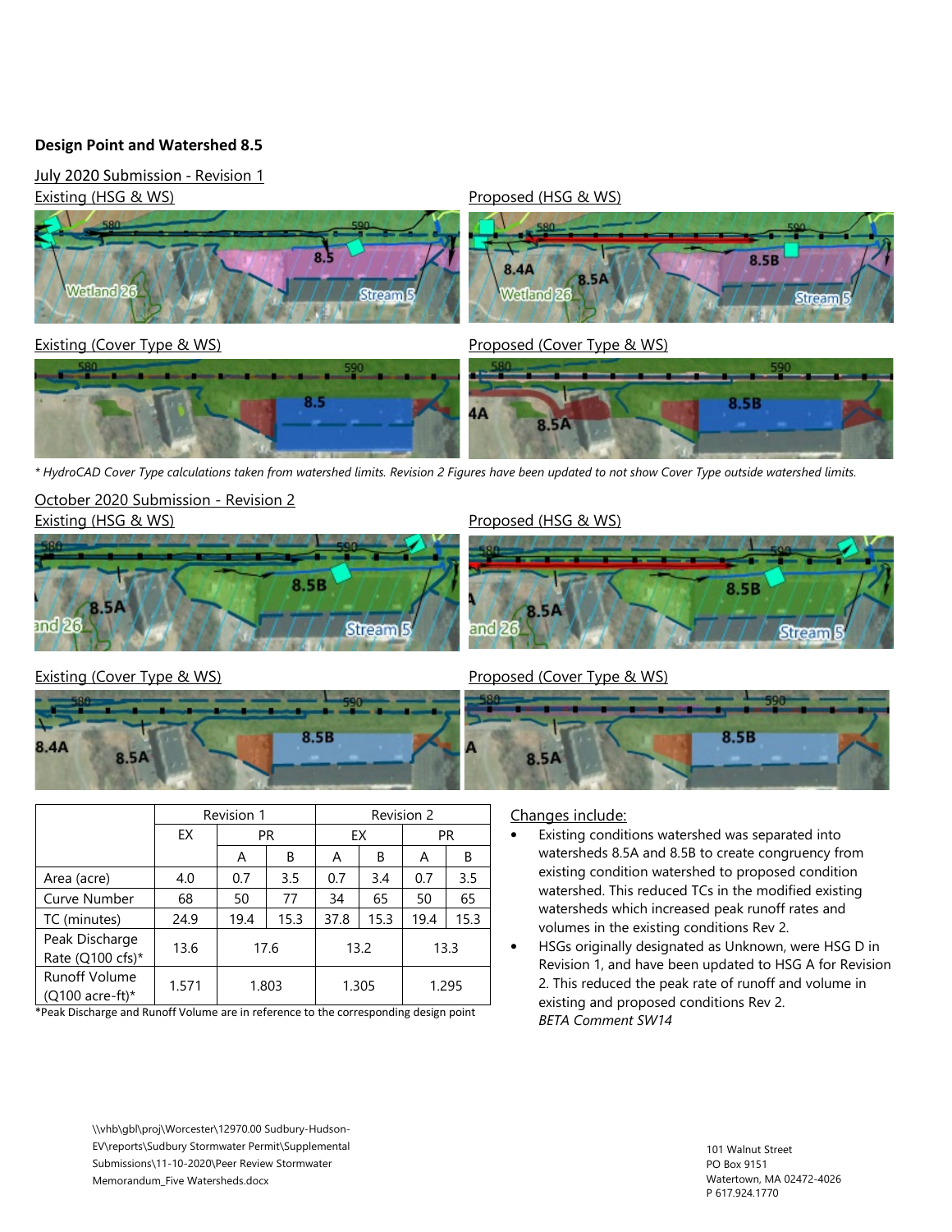**Design Point and Watershed 8.5**

July 2020 Submission - Revision 1

Existing (HSG & WS)

Proposed (HSG & WS)

Existing (Cover Type & WS)

Proposed (Cover Type & WS)

*\* HydroCAD Cover Type calculations taken from watershed limits. Revision 2 Figures have been updated to not show Cover Type outside watershed limits.*

October 2020 Submission - Revision 2

Existing (HSG & WS)

Proposed (HSG & WS)

Existing (Cover Type & WS)

Proposed (Cover Type & WS)

| | Revision 1 | | | Revision 2 | | | |
|---|---|---|---|---|---|---|---|
| | EX | PR | | EX | | PR | |
| | | A | B | A | B | A | B |
| Area (acre) | 4.0 | 0.7 | 3.5 | 0.7 | 3.4 | 0.7 | 3.5 |
| Curve Number | 68 | 50 | 77 | 34 | 65 | 50 | 65 |
| TC (minutes) | 24.9 | 19.4 | 15.3 | 37.8 | 15.3 | 19.4 | 15.3 |
| Peak Discharge Rate (Q100 cfs)* | 13.6 | 17.6 | | 13.2 | | 13.3 | |
| Runoff Volume (Q100 acre-ft)* | 1.571 | 1.803 | | 1.305 | | 1.295 | |

*Peak Discharge and Runoff Volume are in reference to the corresponding design point

Changes include:

- Existing conditions watershed was separated into watersheds 8.5A and 8.5B to create congruency from existing condition watershed to proposed condition watershed. This reduced TCs in the modified existing watersheds which increased peak runoff rates and volumes in the existing conditions Rev 2.
- HSGs originally designated as Unknown, were HSG D in Revision 1, and have been updated to HSG A for Revision 2. This reduced the peak rate of runoff and volume in existing and proposed conditions Rev 2. *BETA Comment SW14*

\\vhb\gbl\proj\Worcester\12970.00 Sudbury-Hudson-EV\reports\Sudbury Stormwater Permit\Supplemental Submissions\11-10-2020\Peer Review Stormwater Memorandum_Five Watersheds.docx

101 Walnut Street
PO Box 9151
Watertown, MA 02472-4026
P 617.924.1770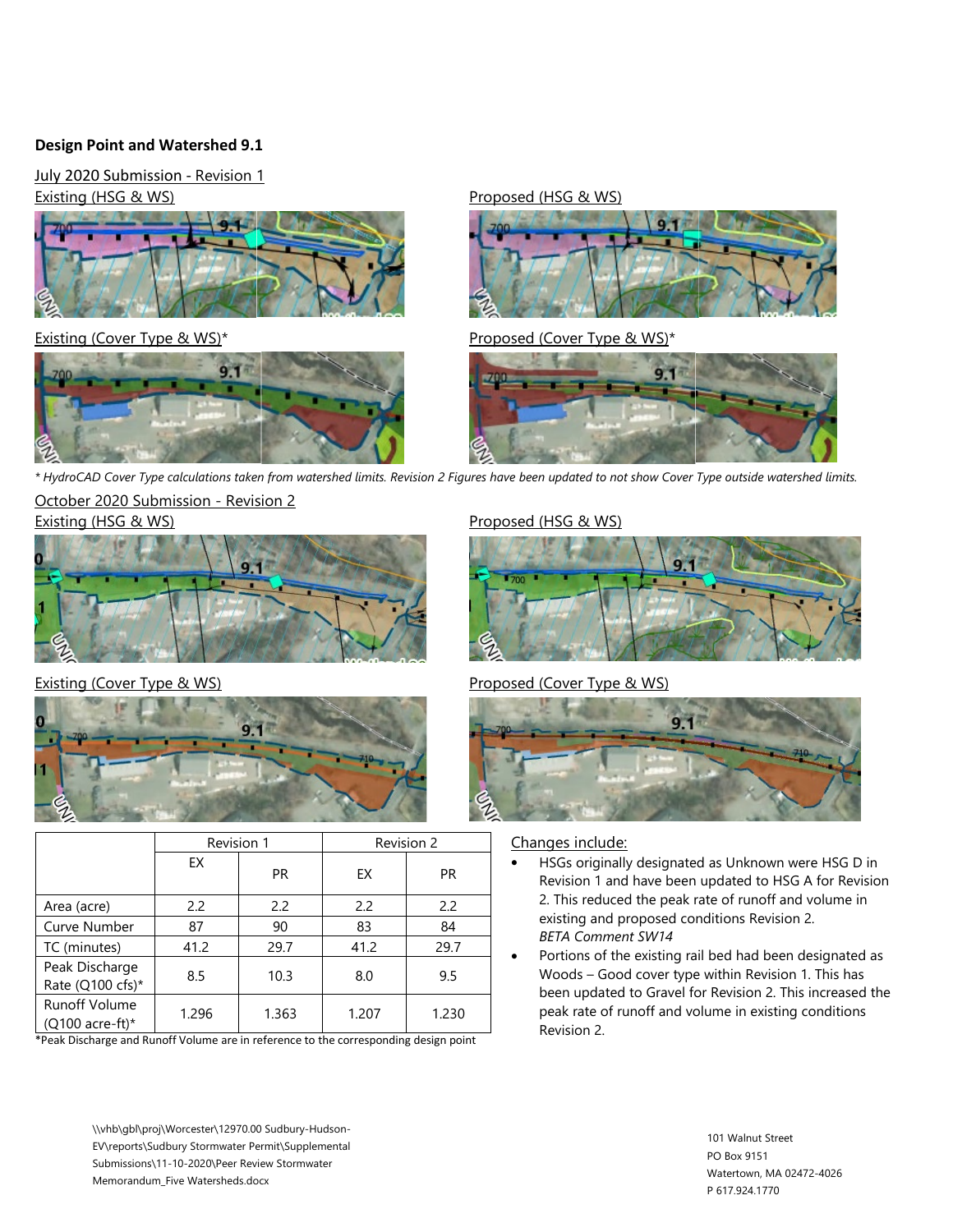**Design Point and Watershed 9.1**

July 2020 Submission - Revision 1

Existing (HSG & WS)

Proposed (HSG & WS)

Existing (Cover Type & WS)*

Proposed (Cover Type & WS)*

*\* HydroCAD Cover Type calculations taken from watershed limits. Revision 2 Figures have been updated to not show Cover Type outside watershed limits.*

October 2020 Submission - Revision 2

Existing (HSG & WS)

Proposed (HSG & WS)

Existing (Cover Type & WS)

Proposed (Cover Type & WS)

| | Revision 1 | | Revision 2 | |
|---|---|---|---|---|
| | EX | PR | EX | PR |
| Area (acre) | 2.2 | 2.2 | 2.2 | 2.2 |
| Curve Number | 87 | 90 | 83 | 84 |
| TC (minutes) | 41.2 | 29.7 | 41.2 | 29.7 |
| Peak Discharge Rate (Q100 cfs)* | 8.5 | 10.3 | 8.0 | 9.5 |
| Runoff Volume (Q100 acre-ft)* | 1.296 | 1.363 | 1.207 | 1.230 |

*Peak Discharge and Runoff Volume are in reference to the corresponding design point

Changes include:

- HSGs originally designated as Unknown were HSG D in Revision 1 and have been updated to HSG A for Revision 2. This reduced the peak rate of runoff and volume in existing and proposed conditions Revision 2.
  *BETA Comment SW14*
- Portions of the existing rail bed had been designated as Woods – Good cover type within Revision 1. This has been updated to Gravel for Revision 2. This increased the peak rate of runoff and volume in existing conditions Revision 2.

\\vhb\gbl\proj\Worcester\12970.00 Sudbury-Hudson-EV\reports\Sudbury Stormwater Permit\Supplemental Submissions\11-10-2020\Peer Review Stormwater Memorandum_Five Watersheds.docx

101 Walnut Street
PO Box 9151
Watertown, MA 02472-4026
P 617.924.1770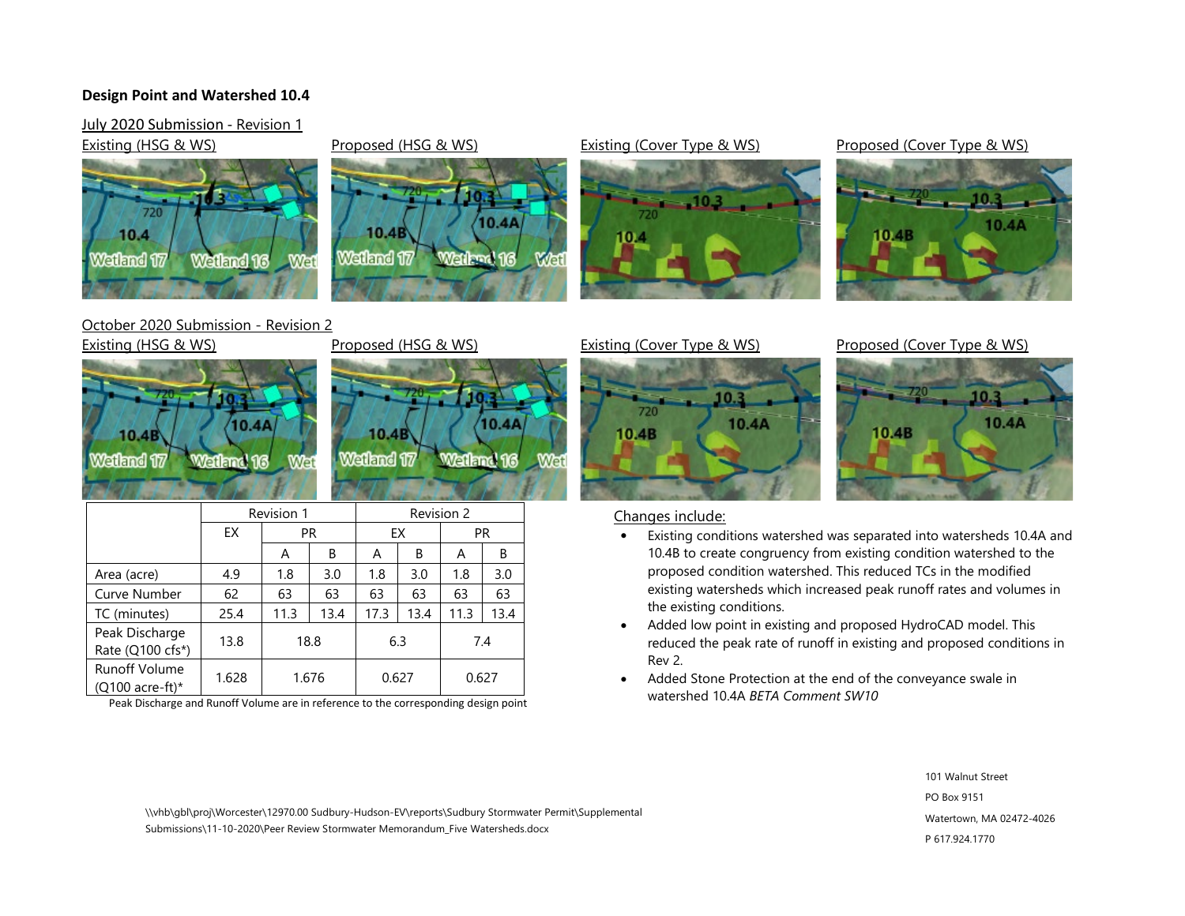**Design Point and Watershed 10.4**

July 2020 Submission - Revision 1

Existing (HSG & WS) | Proposed (HSG & WS) | Existing (Cover Type & WS) | Proposed (Cover Type & WS)

October 2020 Submission - Revision 2

Existing (HSG & WS) | Proposed (HSG & WS) | Existing (Cover Type & WS) | Proposed (Cover Type & WS)

| | Revision 1 | | | Revision 2 | | | |
|---|---|---|---|---|---|---|---|
| | EX | PR | | EX | | PR | |
| | | A | B | A | B | A | B |
| Area (acre) | 4.9 | 1.8 | 3.0 | 1.8 | 3.0 | 1.8 | 3.0 |
| Curve Number | 62 | 63 | 63 | 63 | 63 | 63 | 63 |
| TC (minutes) | 25.4 | 11.3 | 13.4 | 17.3 | 13.4 | 11.3 | 13.4 |
| Peak Discharge Rate (Q100 cfs*) | 13.8 | 18.8 | | 6.3 | | 7.4 | |
| Runoff Volume (Q100 acre-ft)* | 1.628 | 1.676 | | 0.627 | | 0.627 | |

Peak Discharge and Runoff Volume are in reference to the corresponding design point

Changes include:

- Existing conditions watershed was separated into watersheds 10.4A and 10.4B to create congruency from existing condition watershed to the proposed condition watershed. This reduced TCs in the modified existing watersheds which increased peak runoff rates and volumes in the existing conditions.
- Added low point in existing and proposed HydroCAD model. This reduced the peak rate of runoff in existing and proposed conditions in Rev 2.
- Added Stone Protection at the end of the conveyance swale in watershed 10.4A *BETA Comment SW10*

\\vhb\gbl\proj\Worcester\12970.00 Sudbury-Hudson-EV\reports\Sudbury Stormwater Permit\Supplemental Submissions\11-10-2020\Peer Review Stormwater Memorandum_Five Watersheds.docx

101 Walnut Street
PO Box 9151
Watertown, MA 02472-4026
P 617.924.1770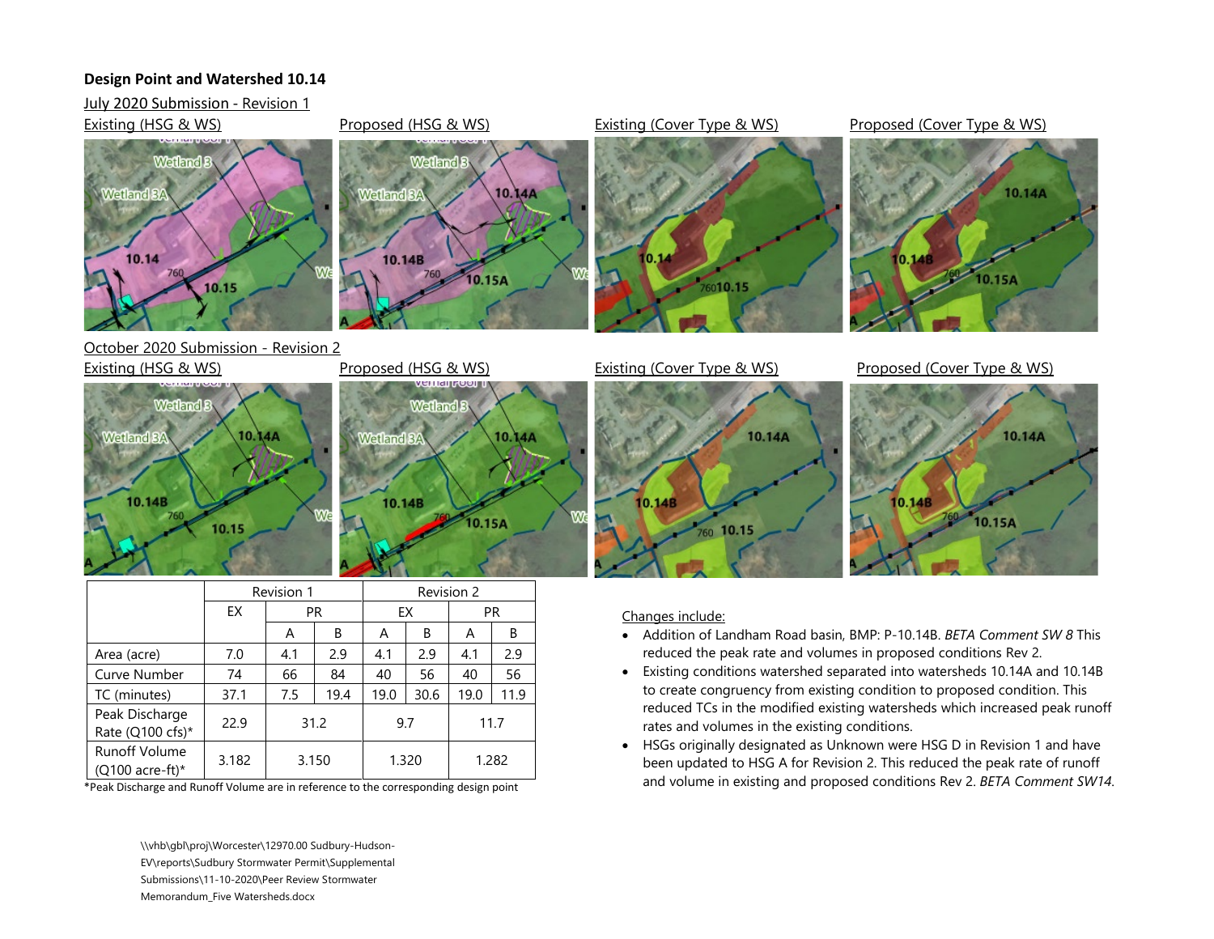**Design Point and Watershed 10.14**

July 2020 Submission - Revision 1

Existing (HSG & WS) | Proposed (HSG & WS) | Existing (Cover Type & WS) | Proposed (Cover Type & WS)

October 2020 Submission - Revision 2

Existing (HSG & WS) | Proposed (HSG & WS) | Existing (Cover Type & WS) | Proposed (Cover Type & WS)

| | Revision 1 | | | Revision 2 | | | |
|---|---|---|---|---|---|---|---|
| | EX | PR | | EX | | PR | |
| | | A | B | A | B | A | B |
| Area (acre) | 7.0 | 4.1 | 2.9 | 4.1 | 2.9 | 4.1 | 2.9 |
| Curve Number | 74 | 66 | 84 | 40 | 56 | 40 | 56 |
| TC (minutes) | 37.1 | 7.5 | 19.4 | 19.0 | 30.6 | 19.0 | 11.9 |
| Peak Discharge Rate (Q100 cfs)* | 22.9 | 31.2 | | 9.7 | | 11.7 | |
| Runoff Volume (Q100 acre-ft)* | 3.182 | 3.150 | | 1.320 | | 1.282 | |

*Peak Discharge and Runoff Volume are in reference to the corresponding design point

Changes include:

- Addition of Landham Road basin, BMP: P-10.14B. *BETA Comment SW 8* This reduced the peak rate and volumes in proposed conditions Rev 2.
- Existing conditions watershed separated into watersheds 10.14A and 10.14B to create congruency from existing condition to proposed condition. This reduced TCs in the modified existing watersheds which increased peak runoff rates and volumes in the existing conditions.
- HSGs originally designated as Unknown were HSG D in Revision 1 and have been updated to HSG A for Revision 2. This reduced the peak rate of runoff and volume in existing and proposed conditions Rev 2. *BETA Comment SW14.*

\\vhb\gbl\proj\Worcester\12970.00 Sudbury-Hudson-EV\reports\Sudbury Stormwater Permit\Supplemental Submissions\11-10-2020\Peer Review Stormwater Memorandum_Five Watersheds.docx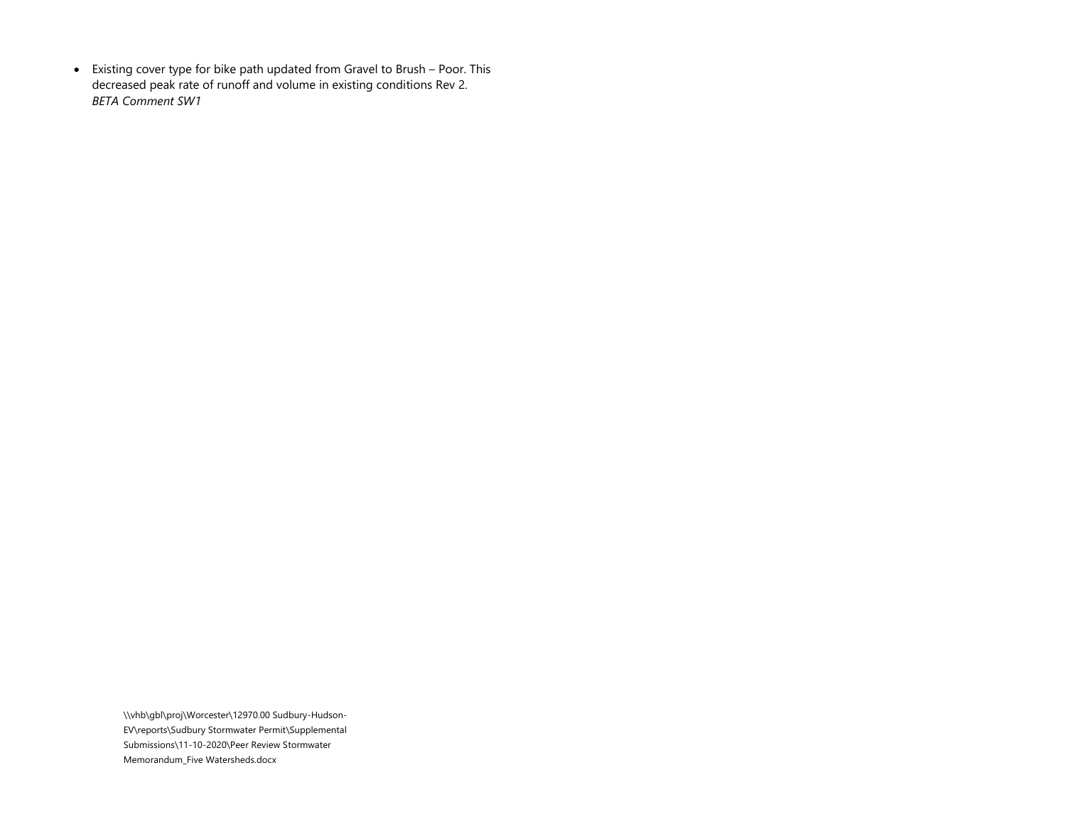- Existing cover type for bike path updated from Gravel to Brush – Poor. This decreased peak rate of runoff and volume in existing conditions Rev 2. *BETA Comment SW1*

\\vhb\gbl\proj\Worcester\12970.00 Sudbury-Hudson-EV\reports\Sudbury Stormwater Permit\Supplemental Submissions\11-10-2020\Peer Review Stormwater Memorandum_Five Watersheds.docx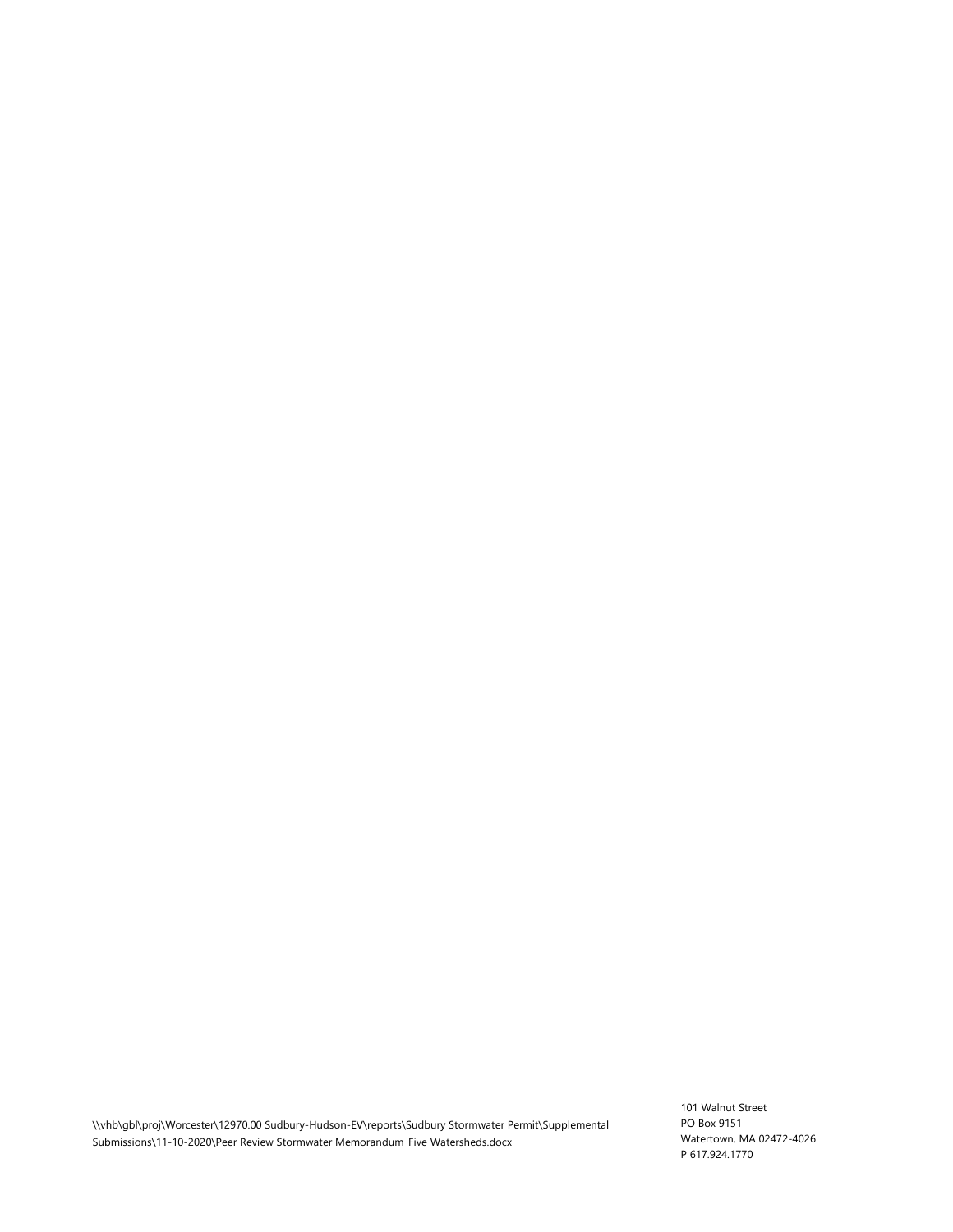\\vhb\gbl\proj\Worcester\12970.00 Sudbury-Hudson-EV\reports\Sudbury Stormwater Permit\Supplemental Submissions\11-10-2020\Peer Review Stormwater Memorandum_Five Watersheds.docx

101 Walnut Street
PO Box 9151
Watertown, MA 02472-4026
P 617.924.1770